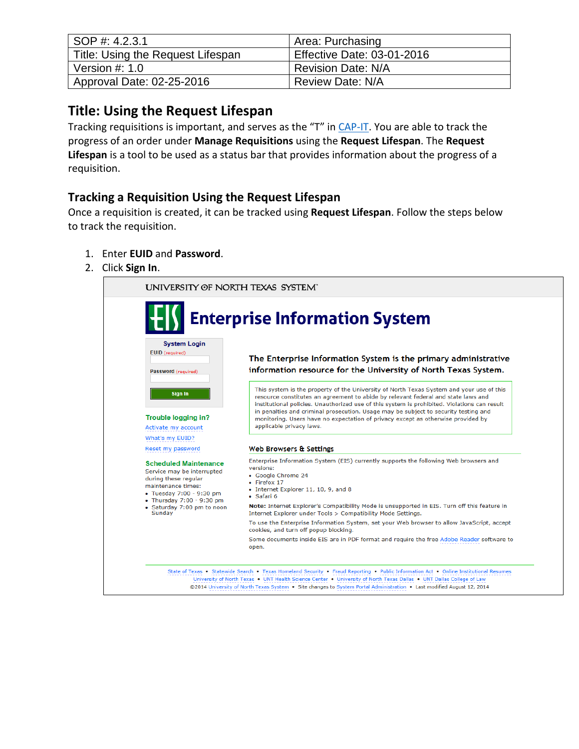| SOP #: 4.2.3.1 | Area: Purchasing |
| --- | --- |
| Title: Using the Request Lifespan | Effective Date: 03-01-2016 |
| Version #: 1.0 | Revision Date: N/A |
| Approval Date: 02-25-2016 | Review Date: N/A |

# Title: Using the Request Lifespan

Tracking requisitions is important, and serves as the "T" in CAP-IT. You are able to track the progress of an order under **Manage Requisitions** using the **Request Lifespan**. The **Request Lifespan** is a tool to be used as a status bar that provides information about the progress of a requisition.

## Tracking a Requisition Using the Request Lifespan

Once a requisition is created, it can be tracked using **Request Lifespan**. Follow the steps below to track the requisition.

1. Enter **EUID** and **Password**.
2. Click **Sign In**.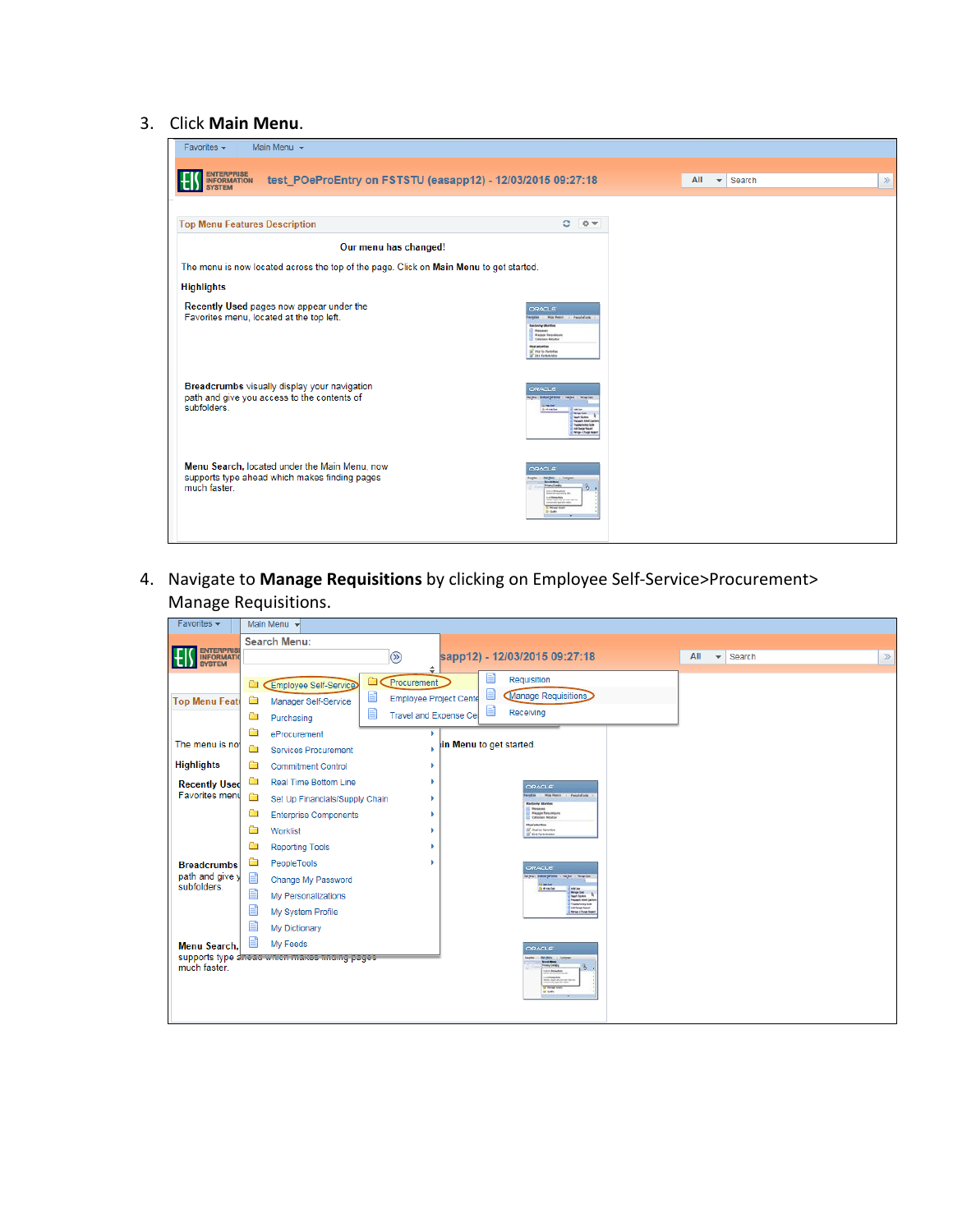3. Click **Main Menu**.

4. Navigate to **Manage Requisitions** by clicking on Employee Self-Service>Procurement> Manage Requisitions.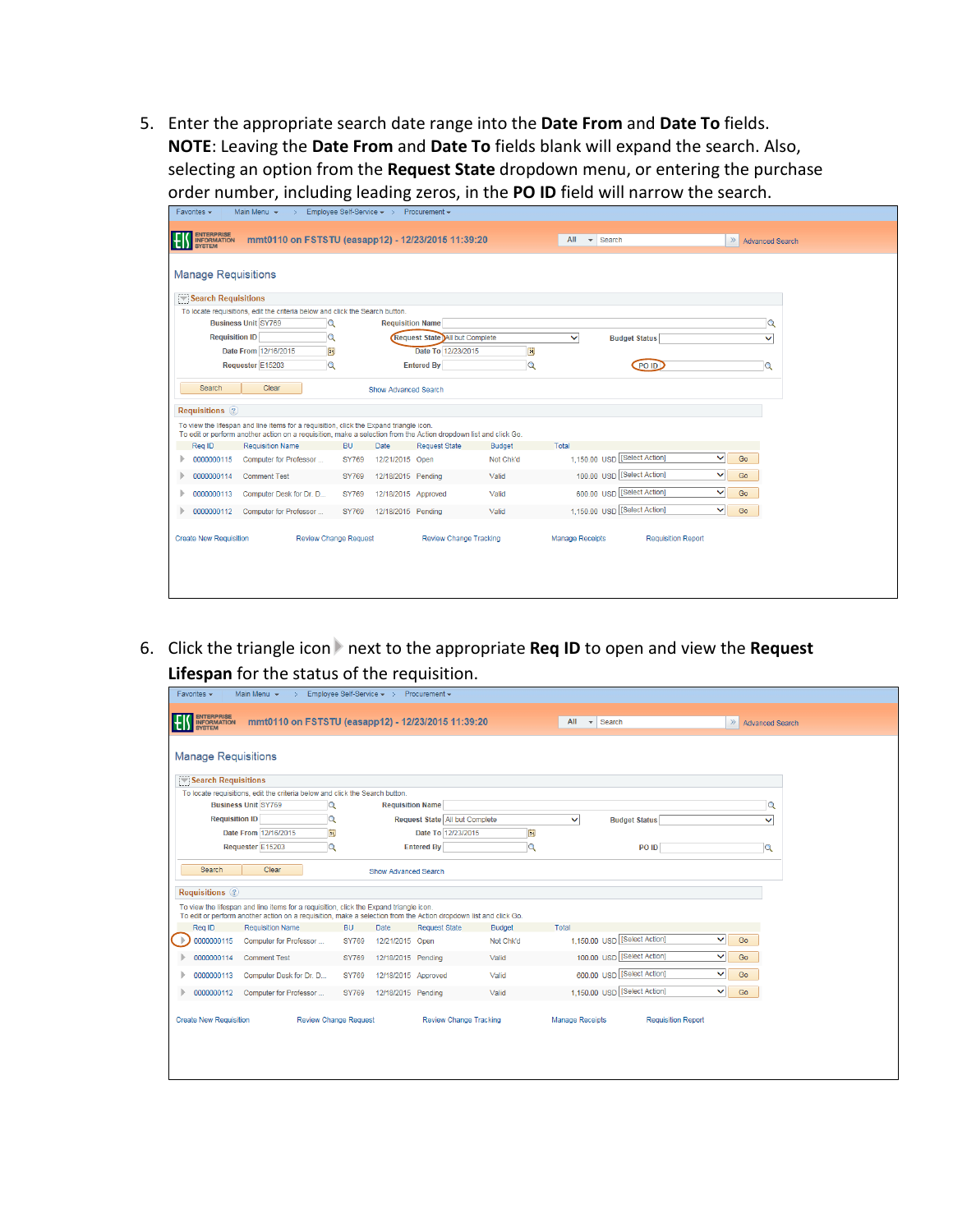5. Enter the appropriate search date range into the **Date From** and **Date To** fields. **NOTE**: Leaving the **Date From** and **Date To** fields blank will expand the search. Also, selecting an option from the **Request State** dropdown menu, or entering the purchase order number, including leading zeros, in the **PO ID** field will narrow the search.

6. Click the triangle icon next to the appropriate **Req ID** to open and view the **Request Lifespan** for the status of the requisition.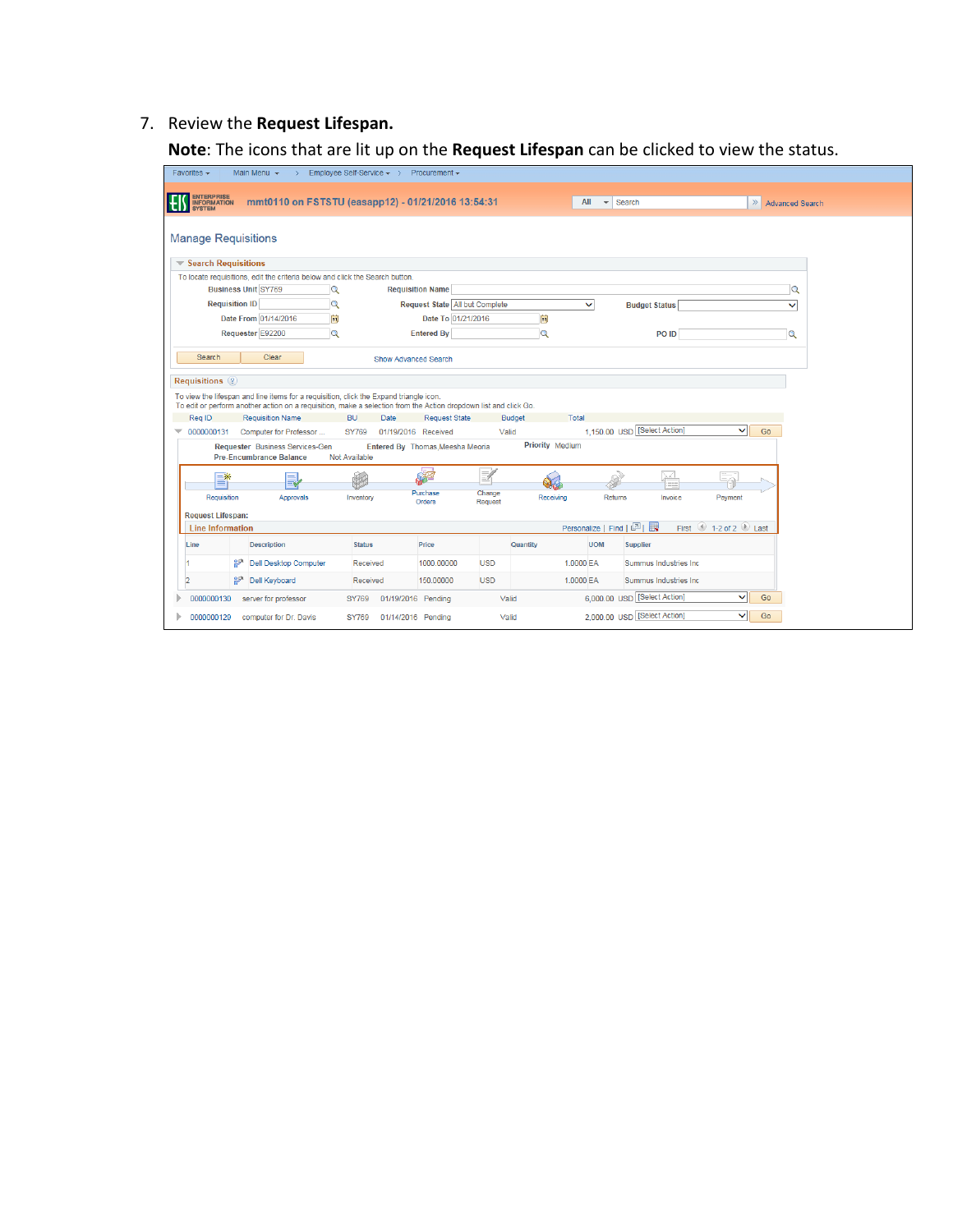7. Review the **Request Lifespan.**

   **Note**: The icons that are lit up on the **Request Lifespan** can be clicked to view the status.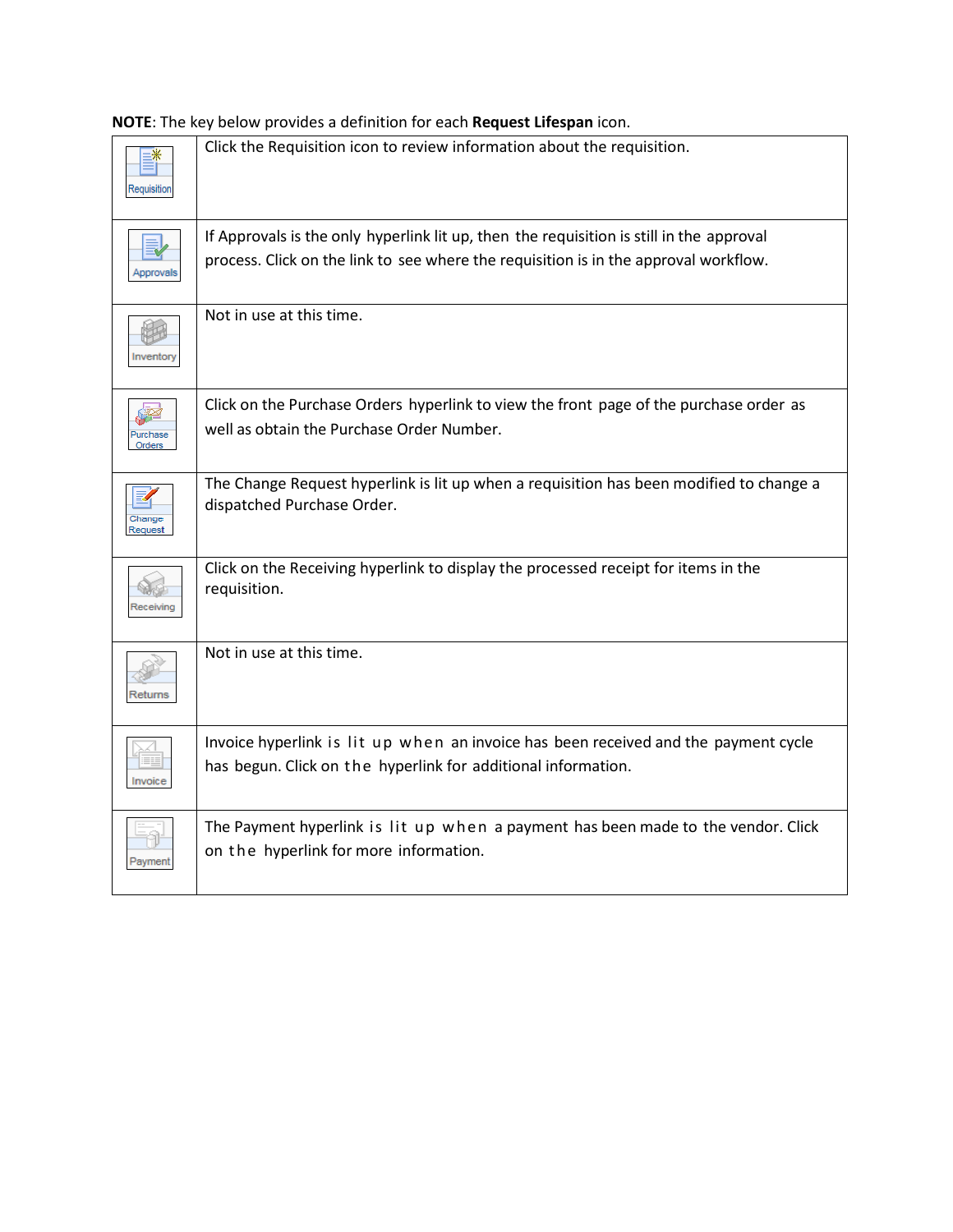**NOTE**: The key below provides a definition for each **Request Lifespan** icon.

| | |
|---|---|
| Requisition | Click the Requisition icon to review information about the requisition. |
| Approvals | If Approvals is the only hyperlink lit up, then the requisition is still in the approval process. Click on the link to see where the requisition is in the approval workflow. |
| Inventory | Not in use at this time. |
| Purchase Orders | Click on the Purchase Orders hyperlink to view the front page of the purchase order as well as obtain the Purchase Order Number. |
| Change Request | The Change Request hyperlink is lit up when a requisition has been modified to change a dispatched Purchase Order. |
| Receiving | Click on the Receiving hyperlink to display the processed receipt for items in the requisition. |
| Returns | Not in use at this time. |
| Invoice | Invoice hyperlink is lit up when an invoice has been received and the payment cycle has begun. Click on the hyperlink for additional information. |
| Payment | The Payment hyperlink is lit up when a payment has been made to the vendor. Click on the hyperlink for more information. |